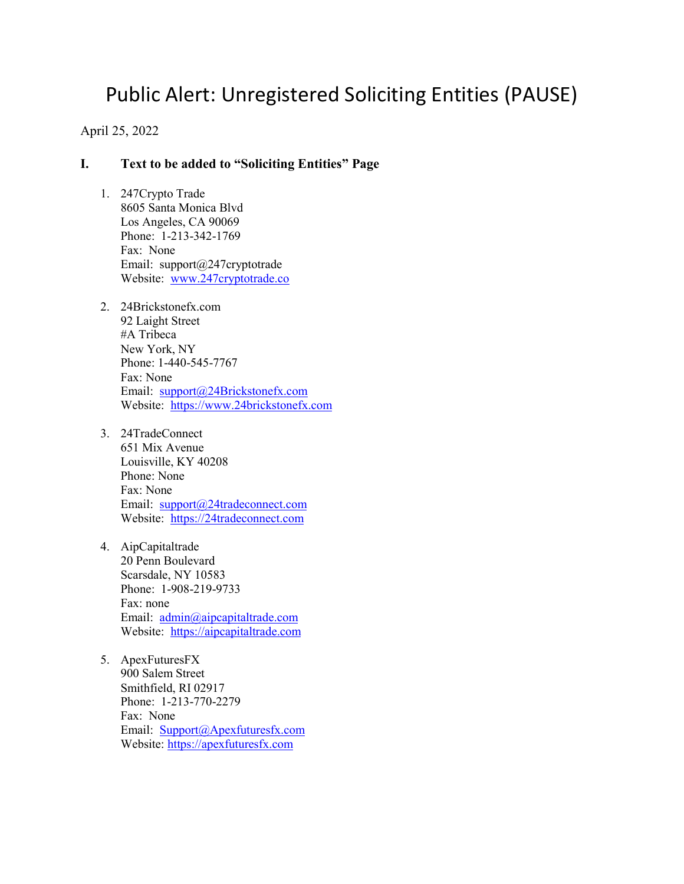# Public Alert: Unregistered Soliciting Entities (PAUSE)

April 25, 2022

## I. Text to be added to "Soliciting Entities" Page

1. 247Crypto Trade  
   8605 Santa Monica Blvd  
   Los Angeles, CA 90069  
   Phone: 1-213-342-1769  
   Fax: None  
   Email: support@247cryptotrade  
   Website: www.247cryptotrade.co

2. 24Brickstonefx.com  
   92 Laight Street  
   #A Tribeca  
   New York, NY  
   Phone: 1-440-545-7767  
   Fax: None  
   Email: support@24Brickstonefx.com  
   Website: https://www.24brickstonefx.com

3. 24TradeConnect  
   651 Mix Avenue  
   Louisville, KY 40208  
   Phone: None  
   Fax: None  
   Email: support@24tradeconnect.com  
   Website: https://24tradeconnect.com

4. AipCapitaltrade  
   20 Penn Boulevard  
   Scarsdale, NY 10583  
   Phone: 1-908-219-9733  
   Fax: none  
   Email: admin@aipcapitaltrade.com  
   Website: https://aipcapitaltrade.com

5. ApexFuturesFX  
   900 Salem Street  
   Smithfield, RI 02917  
   Phone: 1-213-770-2279  
   Fax: None  
   Email: Support@Apexfuturesfx.com  
   Website: https://apexfuturesfx.com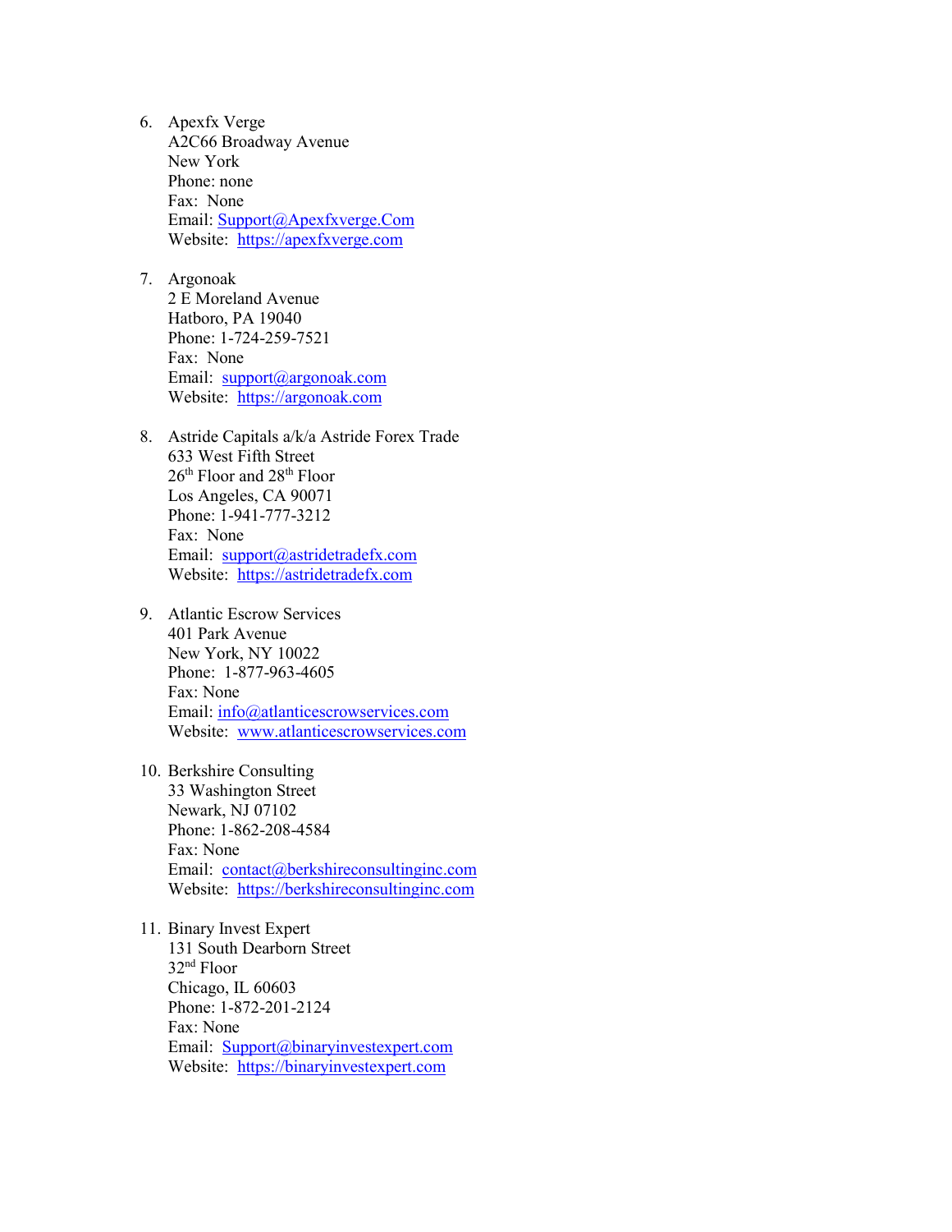6. Apexfx Verge
   A2C66 Broadway Avenue
   New York
   Phone: none
   Fax: None
   Email: Support@Apexfxverge.Com
   Website: https://apexfxverge.com

7. Argonoak
   2 E Moreland Avenue
   Hatboro, PA 19040
   Phone: 1-724-259-7521
   Fax: None
   Email: support@argonoak.com
   Website: https://argonoak.com

8. Astride Capitals a/k/a Astride Forex Trade
   633 West Fifth Street
   26th Floor and 28th Floor
   Los Angeles, CA 90071
   Phone: 1-941-777-3212
   Fax: None
   Email: support@astridetradefx.com
   Website: https://astridetradefx.com

9. Atlantic Escrow Services
   401 Park Avenue
   New York, NY 10022
   Phone: 1-877-963-4605
   Fax: None
   Email: info@atlanticescrowservices.com
   Website: www.atlanticescrowservices.com

10. Berkshire Consulting
    33 Washington Street
    Newark, NJ 07102
    Phone: 1-862-208-4584
    Fax: None
    Email: contact@berkshireconsultinginc.com
    Website: https://berkshireconsultinginc.com

11. Binary Invest Expert
    131 South Dearborn Street
    32nd Floor
    Chicago, IL 60603
    Phone: 1-872-201-2124
    Fax: None
    Email: Support@binaryinvestexpert.com
    Website: https://binaryinvestexpert.com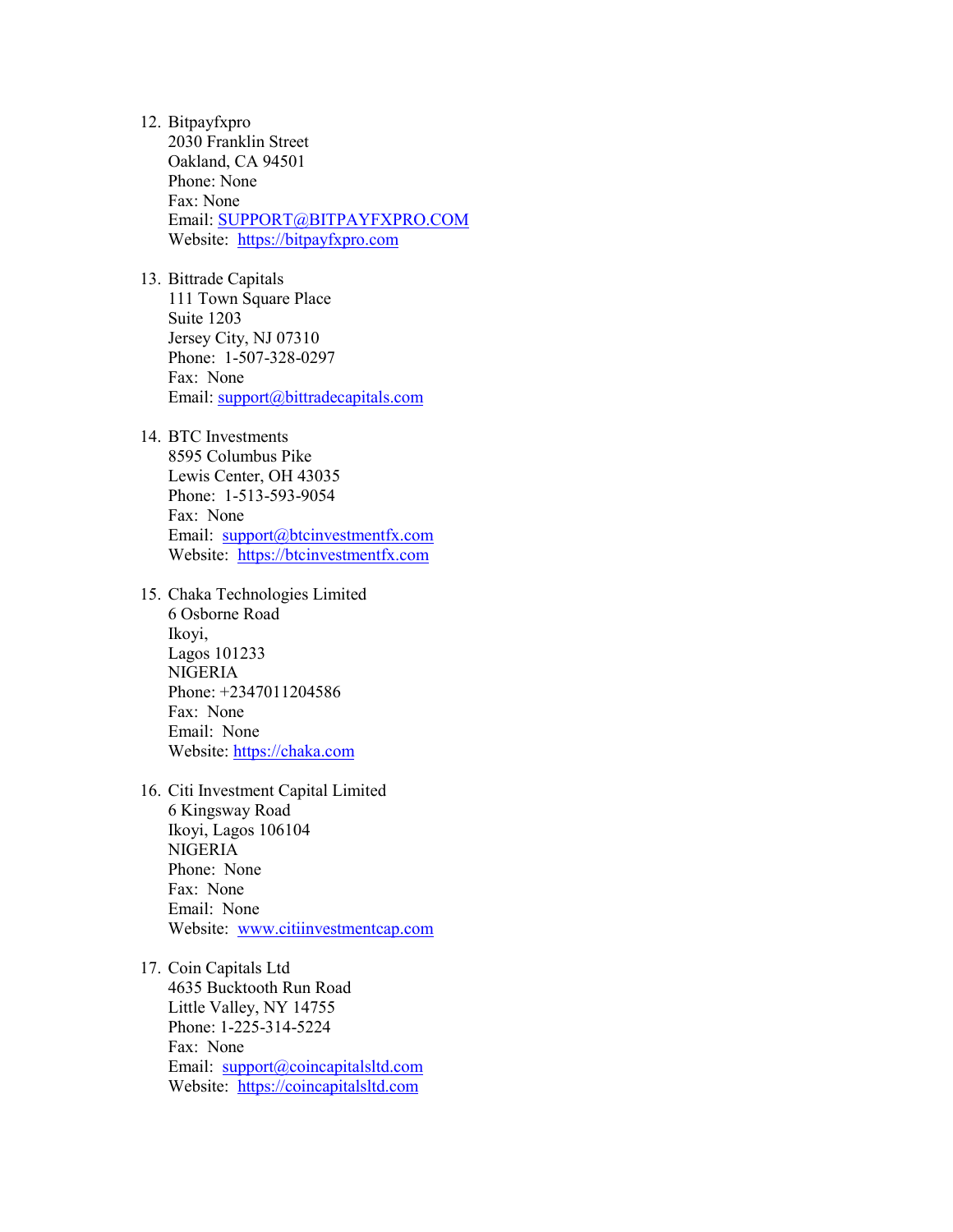12. Bitpayfxpro
    2030 Franklin Street
    Oakland, CA 94501
    Phone: None
    Fax: None
    Email: SUPPORT@BITPAYFXPRO.COM
    Website: https://bitpayfxpro.com

13. Bittrade Capitals
    111 Town Square Place
    Suite 1203
    Jersey City, NJ 07310
    Phone: 1-507-328-0297
    Fax: None
    Email: support@bittradecapitals.com

14. BTC Investments
    8595 Columbus Pike
    Lewis Center, OH 43035
    Phone: 1-513-593-9054
    Fax: None
    Email: support@btcinvestmentfx.com
    Website: https://btcinvestmentfx.com

15. Chaka Technologies Limited
    6 Osborne Road
    Ikoyi,
    Lagos 101233
    NIGERIA
    Phone: +2347011204586
    Fax: None
    Email: None
    Website: https://chaka.com

16. Citi Investment Capital Limited
    6 Kingsway Road
    Ikoyi, Lagos 106104
    NIGERIA
    Phone: None
    Fax: None
    Email: None
    Website: www.citiinvestmentcap.com

17. Coin Capitals Ltd
    4635 Bucktooth Run Road
    Little Valley, NY 14755
    Phone: 1-225-314-5224
    Fax: None
    Email: support@coincapitalsltd.com
    Website: https://coincapitalsltd.com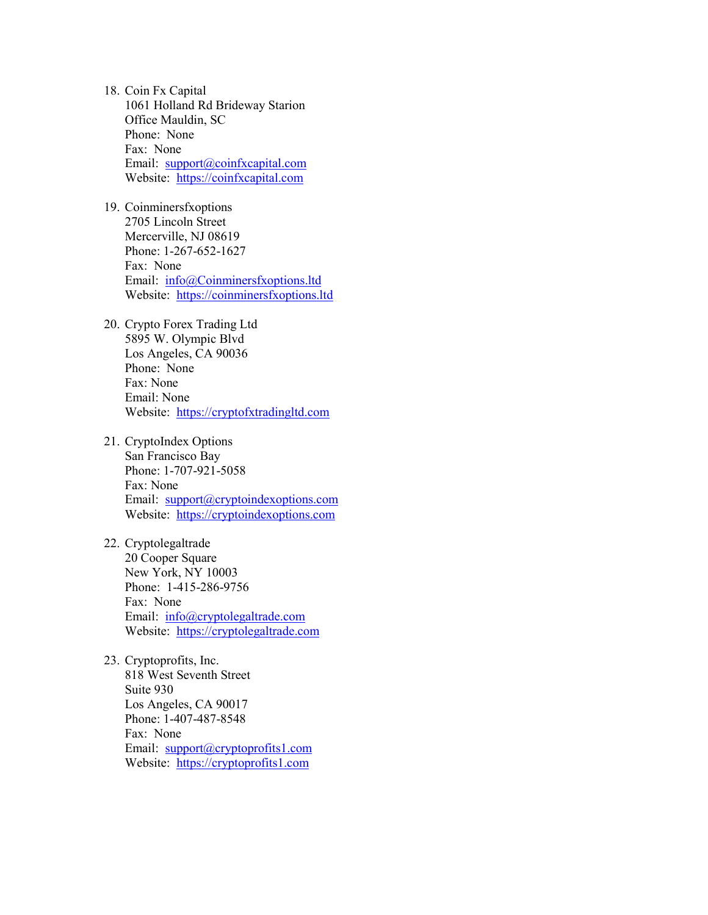18. Coin Fx Capital  
    1061 Holland Rd Brideway Starion  
    Office Mauldin, SC  
    Phone: None  
    Fax: None  
    Email: support@coinfxcapital.com  
    Website: https://coinfxcapital.com

19. Coinminersfxoptions  
    2705 Lincoln Street  
    Mercerville, NJ 08619  
    Phone: 1-267-652-1627  
    Fax: None  
    Email: info@Coinminersfxoptions.ltd  
    Website: https://coinminersfxoptions.ltd

20. Crypto Forex Trading Ltd  
    5895 W. Olympic Blvd  
    Los Angeles, CA 90036  
    Phone: None  
    Fax: None  
    Email: None  
    Website: https://cryptofxtradingltd.com

21. CryptoIndex Options  
    San Francisco Bay  
    Phone: 1-707-921-5058  
    Fax: None  
    Email: support@cryptoindexoptions.com  
    Website: https://cryptoindexoptions.com

22. Cryptolegaltrade  
    20 Cooper Square  
    New York, NY 10003  
    Phone: 1-415-286-9756  
    Fax: None  
    Email: info@cryptolegaltrade.com  
    Website: https://cryptolegaltrade.com

23. Cryptoprofits, Inc.  
    818 West Seventh Street  
    Suite 930  
    Los Angeles, CA 90017  
    Phone: 1-407-487-8548  
    Fax: None  
    Email: support@cryptoprofits1.com  
    Website: https://cryptoprofits1.com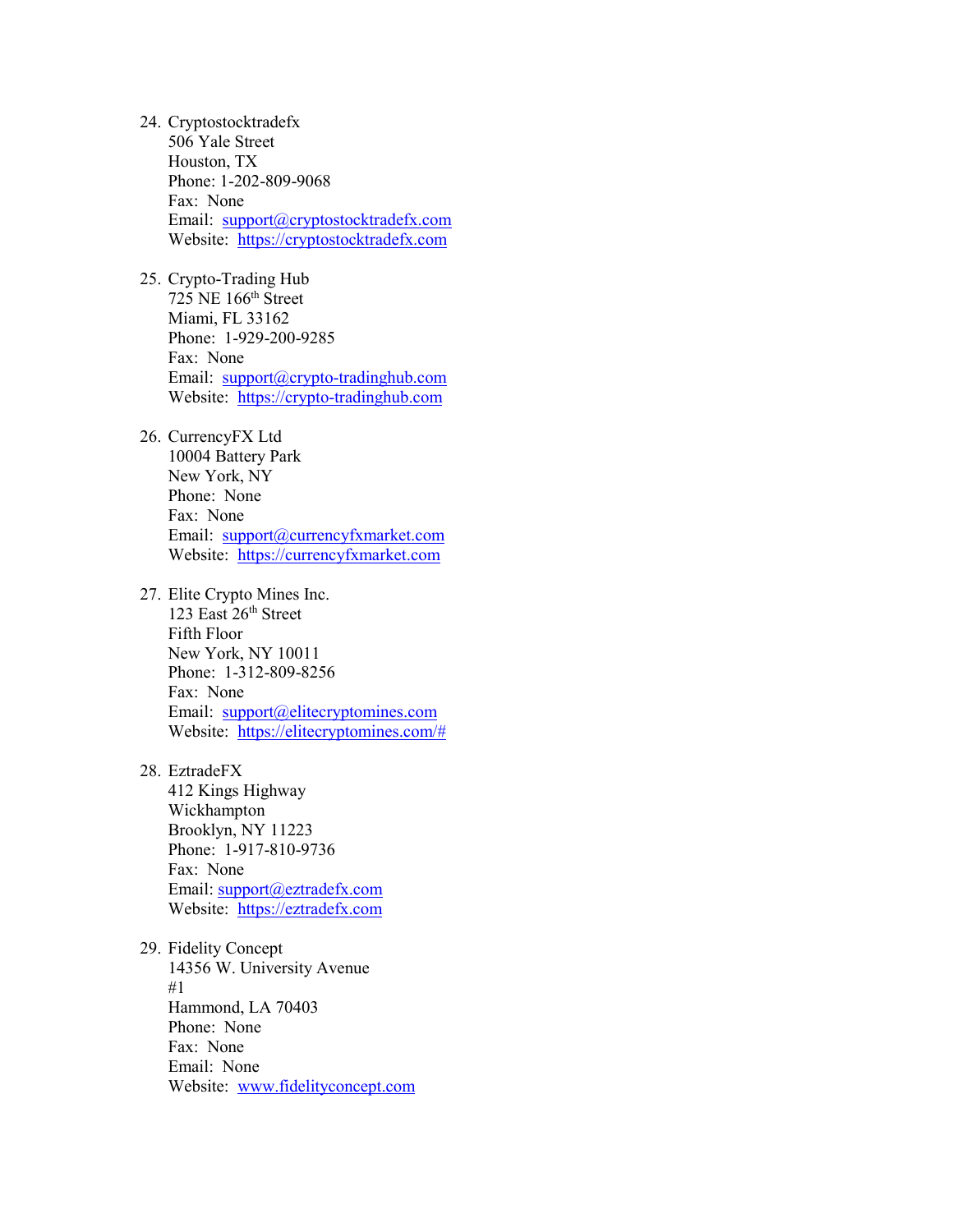24. Cryptostocktradefx
    506 Yale Street
    Houston, TX
    Phone: 1-202-809-9068
    Fax: None
    Email: support@cryptostocktradefx.com
    Website: https://cryptostocktradefx.com

25. Crypto-Trading Hub
    725 NE 166th Street
    Miami, FL 33162
    Phone: 1-929-200-9285
    Fax: None
    Email: support@crypto-tradinghub.com
    Website: https://crypto-tradinghub.com

26. CurrencyFX Ltd
    10004 Battery Park
    New York, NY
    Phone: None
    Fax: None
    Email: support@currencyfxmarket.com
    Website: https://currencyfxmarket.com

27. Elite Crypto Mines Inc.
    123 East 26th Street
    Fifth Floor
    New York, NY 10011
    Phone: 1-312-809-8256
    Fax: None
    Email: support@elitecryptomines.com
    Website: https://elitecryptomines.com/#

28. EztradeFX
    412 Kings Highway
    Wickhampton
    Brooklyn, NY 11223
    Phone: 1-917-810-9736
    Fax: None
    Email: support@eztradefx.com
    Website: https://eztradefx.com

29. Fidelity Concept
    14356 W. University Avenue
    #1
    Hammond, LA 70403
    Phone: None
    Fax: None
    Email: None
    Website: www.fidelityconcept.com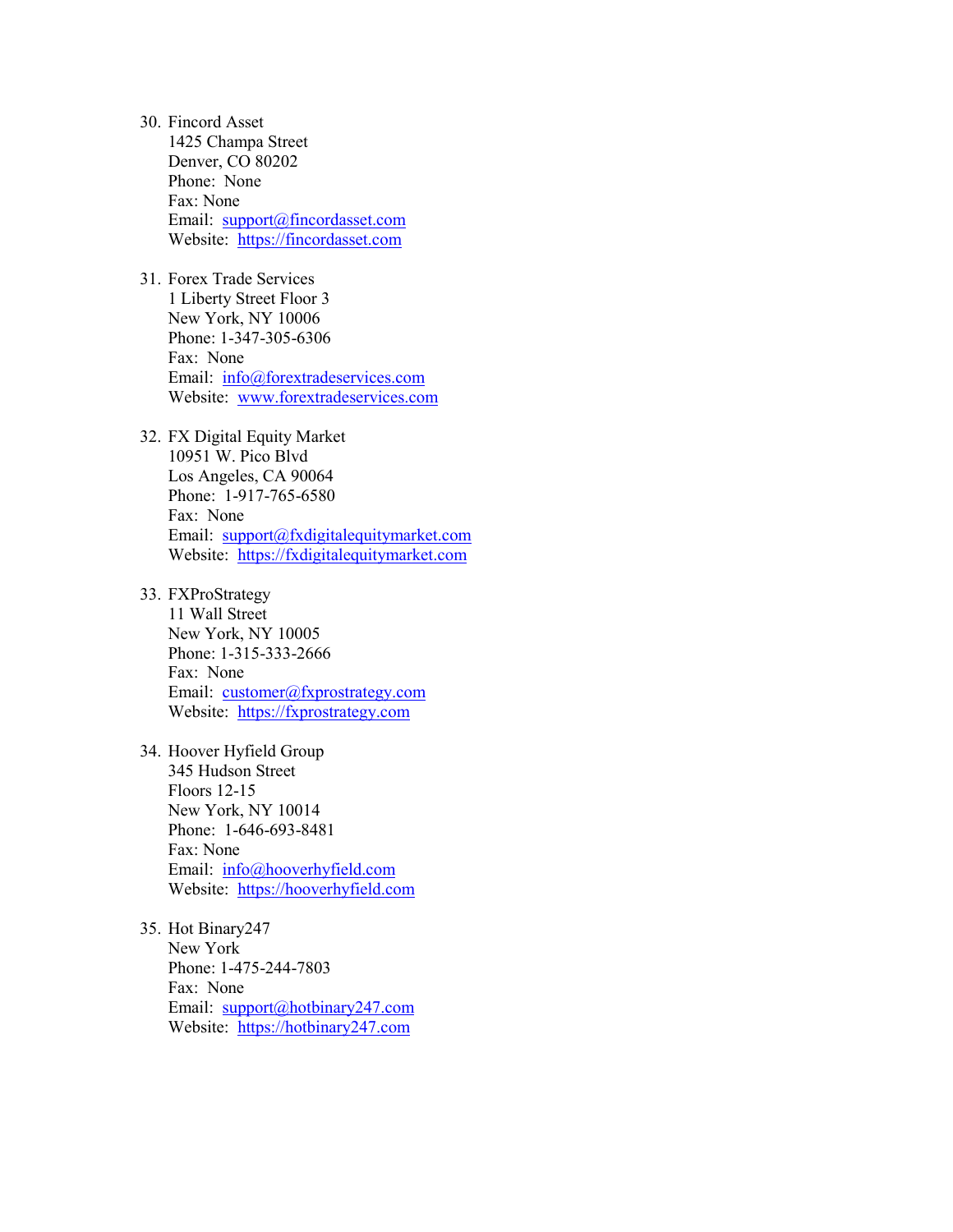30. Fincord Asset  
    1425 Champa Street  
    Denver, CO 80202  
    Phone: None  
    Fax: None  
    Email: support@fincordasset.com  
    Website: https://fincordasset.com

31. Forex Trade Services  
    1 Liberty Street Floor 3  
    New York, NY 10006  
    Phone: 1-347-305-6306  
    Fax: None  
    Email: info@forextradeservices.com  
    Website: www.forextradeservices.com

32. FX Digital Equity Market  
    10951 W. Pico Blvd  
    Los Angeles, CA 90064  
    Phone: 1-917-765-6580  
    Fax: None  
    Email: support@fxdigitalequitymarket.com  
    Website: https://fxdigitalequitymarket.com

33. FXProStrategy  
    11 Wall Street  
    New York, NY 10005  
    Phone: 1-315-333-2666  
    Fax: None  
    Email: customer@fxprostrategy.com  
    Website: https://fxprostrategy.com

34. Hoover Hyfield Group  
    345 Hudson Street  
    Floors 12-15  
    New York, NY 10014  
    Phone: 1-646-693-8481  
    Fax: None  
    Email: info@hooverhyfield.com  
    Website: https://hooverhyfield.com

35. Hot Binary247  
    New York  
    Phone: 1-475-244-7803  
    Fax: None  
    Email: support@hotbinary247.com  
    Website: https://hotbinary247.com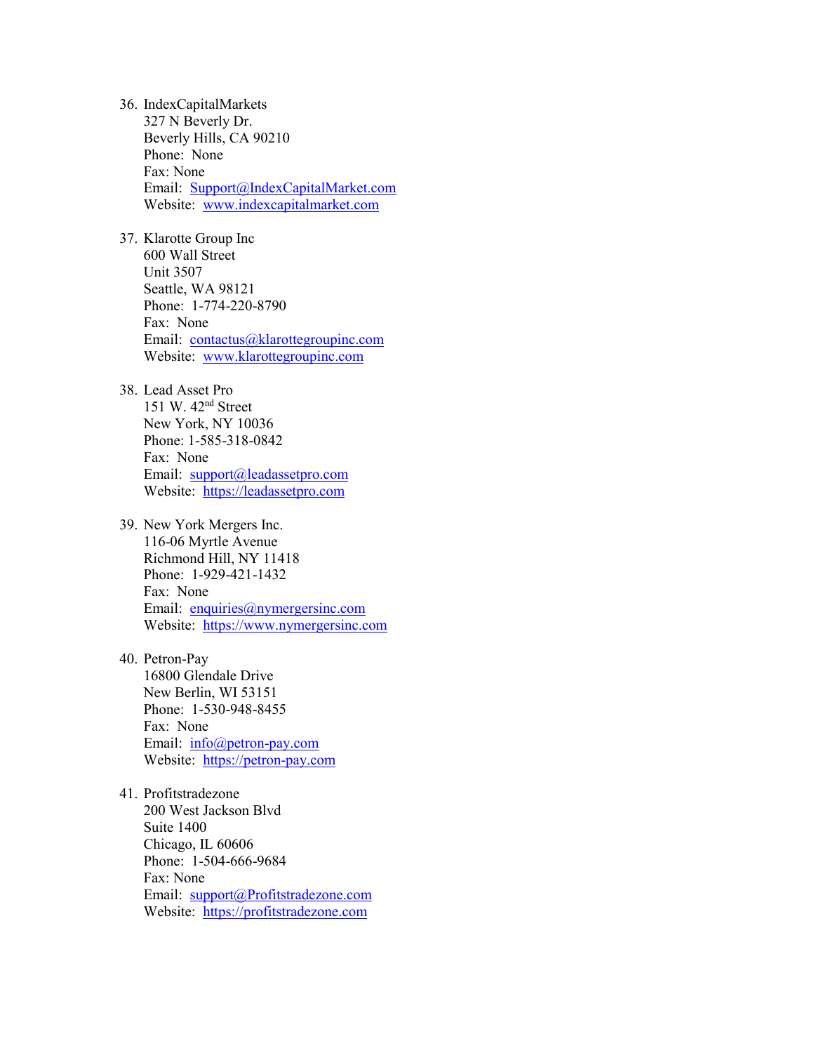36. IndexCapitalMarkets
    327 N Beverly Dr.
    Beverly Hills, CA 90210
    Phone: None
    Fax: None
    Email: Support@IndexCapitalMarket.com
    Website: www.indexcapitalmarket.com

37. Klarotte Group Inc
    600 Wall Street
    Unit 3507
    Seattle, WA 98121
    Phone: 1-774-220-8790
    Fax: None
    Email: contactus@klarottegroupinc.com
    Website: www.klarottegroupinc.com

38. Lead Asset Pro
    151 W. 42nd Street
    New York, NY 10036
    Phone: 1-585-318-0842
    Fax: None
    Email: support@leadassetpro.com
    Website: https://leadassetpro.com

39. New York Mergers Inc.
    116-06 Myrtle Avenue
    Richmond Hill, NY 11418
    Phone: 1-929-421-1432
    Fax: None
    Email: enquiries@nymergersinc.com
    Website: https://www.nymergersinc.com

40. Petron-Pay
    16800 Glendale Drive
    New Berlin, WI 53151
    Phone: 1-530-948-8455
    Fax: None
    Email: info@petron-pay.com
    Website: https://petron-pay.com

41. Profitstradezone
    200 West Jackson Blvd
    Suite 1400
    Chicago, IL 60606
    Phone: 1-504-666-9684
    Fax: None
    Email: support@Profitstradezone.com
    Website: https://profitstradezone.com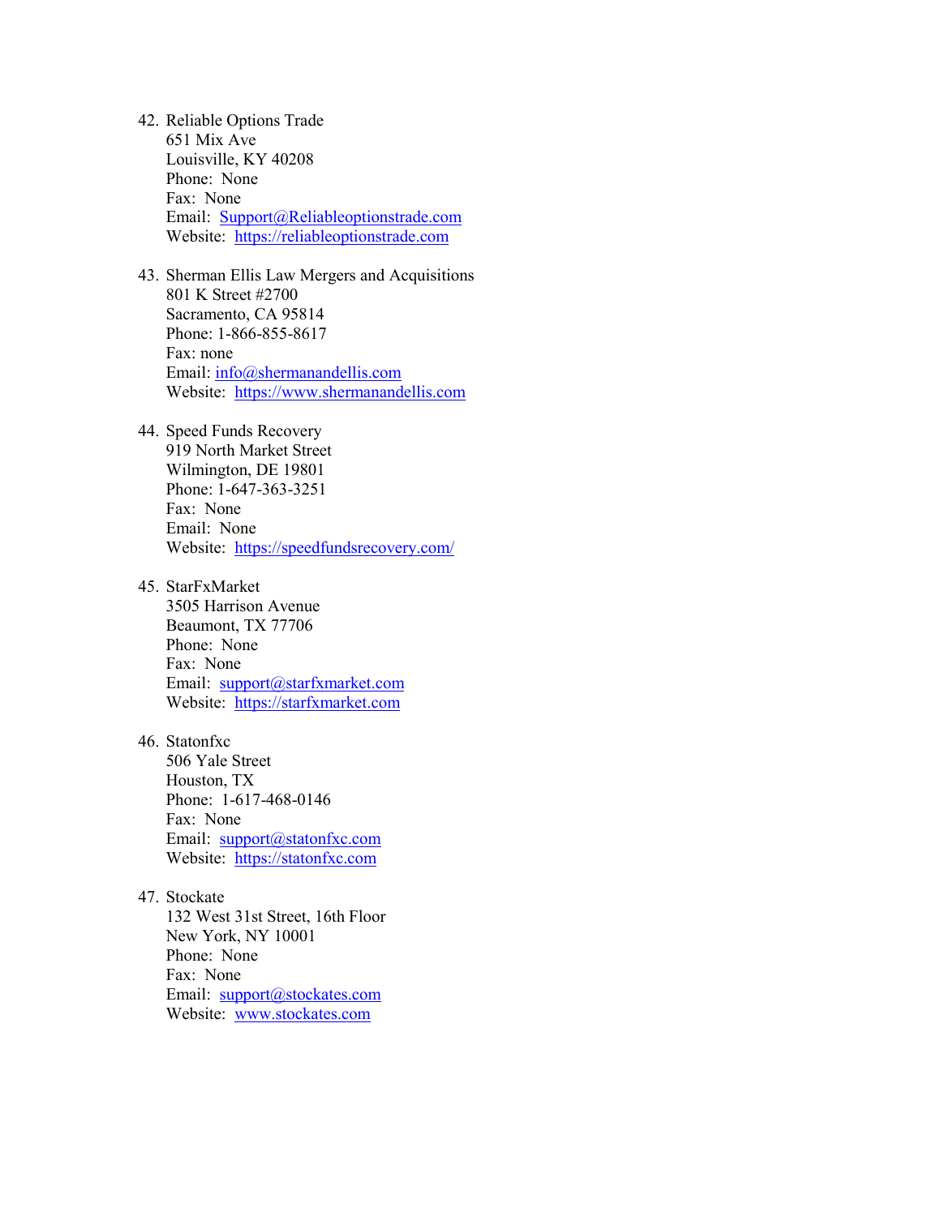42. Reliable Options Trade  
    651 Mix Ave  
    Louisville, KY 40208  
    Phone: None  
    Fax: None  
    Email: Support@Reliableoptionstrade.com  
    Website: https://reliableoptionstrade.com

43. Sherman Ellis Law Mergers and Acquisitions  
    801 K Street #2700  
    Sacramento, CA 95814  
    Phone: 1-866-855-8617  
    Fax: none  
    Email: info@shermanandellis.com  
    Website: https://www.shermanandellis.com

44. Speed Funds Recovery  
    919 North Market Street  
    Wilmington, DE 19801  
    Phone: 1-647-363-3251  
    Fax: None  
    Email: None  
    Website: https://speedfundsrecovery.com/

45. StarFxMarket  
    3505 Harrison Avenue  
    Beaumont, TX 77706  
    Phone: None  
    Fax: None  
    Email: support@starfxmarket.com  
    Website: https://starfxmarket.com

46. Statonfxc  
    506 Yale Street  
    Houston, TX  
    Phone: 1-617-468-0146  
    Fax: None  
    Email: support@statonfxc.com  
    Website: https://statonfxc.com

47. Stockate  
    132 West 31st Street, 16th Floor  
    New York, NY 10001  
    Phone: None  
    Fax: None  
    Email: support@stockates.com  
    Website: www.stockates.com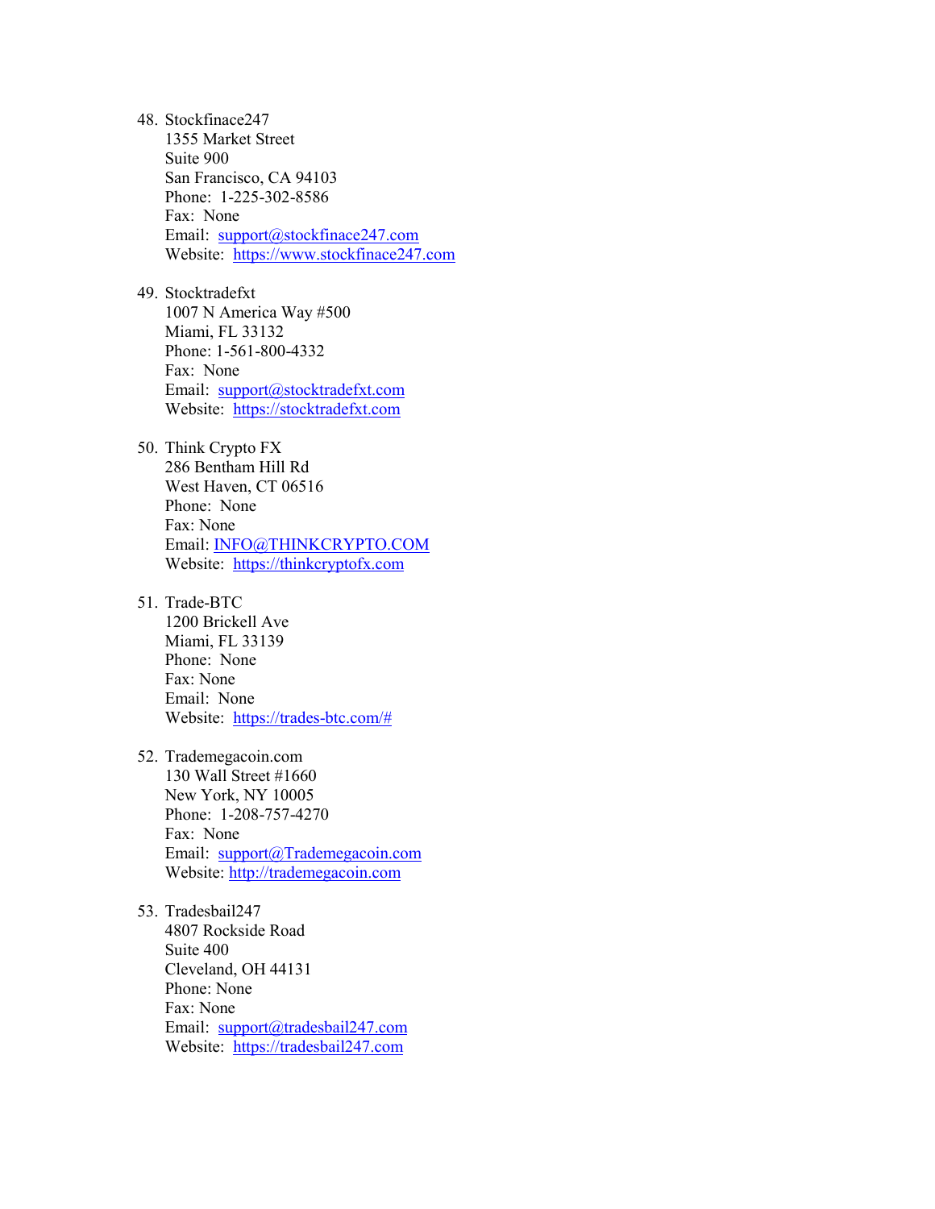48. Stockfinace247
    1355 Market Street
    Suite 900
    San Francisco, CA 94103
    Phone: 1-225-302-8586
    Fax: None
    Email: support@stockfinace247.com
    Website: https://www.stockfinace247.com

49. Stocktradefxt
    1007 N America Way #500
    Miami, FL 33132
    Phone: 1-561-800-4332
    Fax: None
    Email: support@stocktradefxt.com
    Website: https://stocktradefxt.com

50. Think Crypto FX
    286 Bentham Hill Rd
    West Haven, CT 06516
    Phone: None
    Fax: None
    Email: INFO@THINKCRYPTO.COM
    Website: https://thinkcryptofx.com

51. Trade-BTC
    1200 Brickell Ave
    Miami, FL 33139
    Phone: None
    Fax: None
    Email: None
    Website: https://trades-btc.com/#

52. Trademegacoin.com
    130 Wall Street #1660
    New York, NY 10005
    Phone: 1-208-757-4270
    Fax: None
    Email: support@Trademegacoin.com
    Website: http://trademegacoin.com

53. Tradesbail247
    4807 Rockside Road
    Suite 400
    Cleveland, OH 44131
    Phone: None
    Fax: None
    Email: support@tradesbail247.com
    Website: https://tradesbail247.com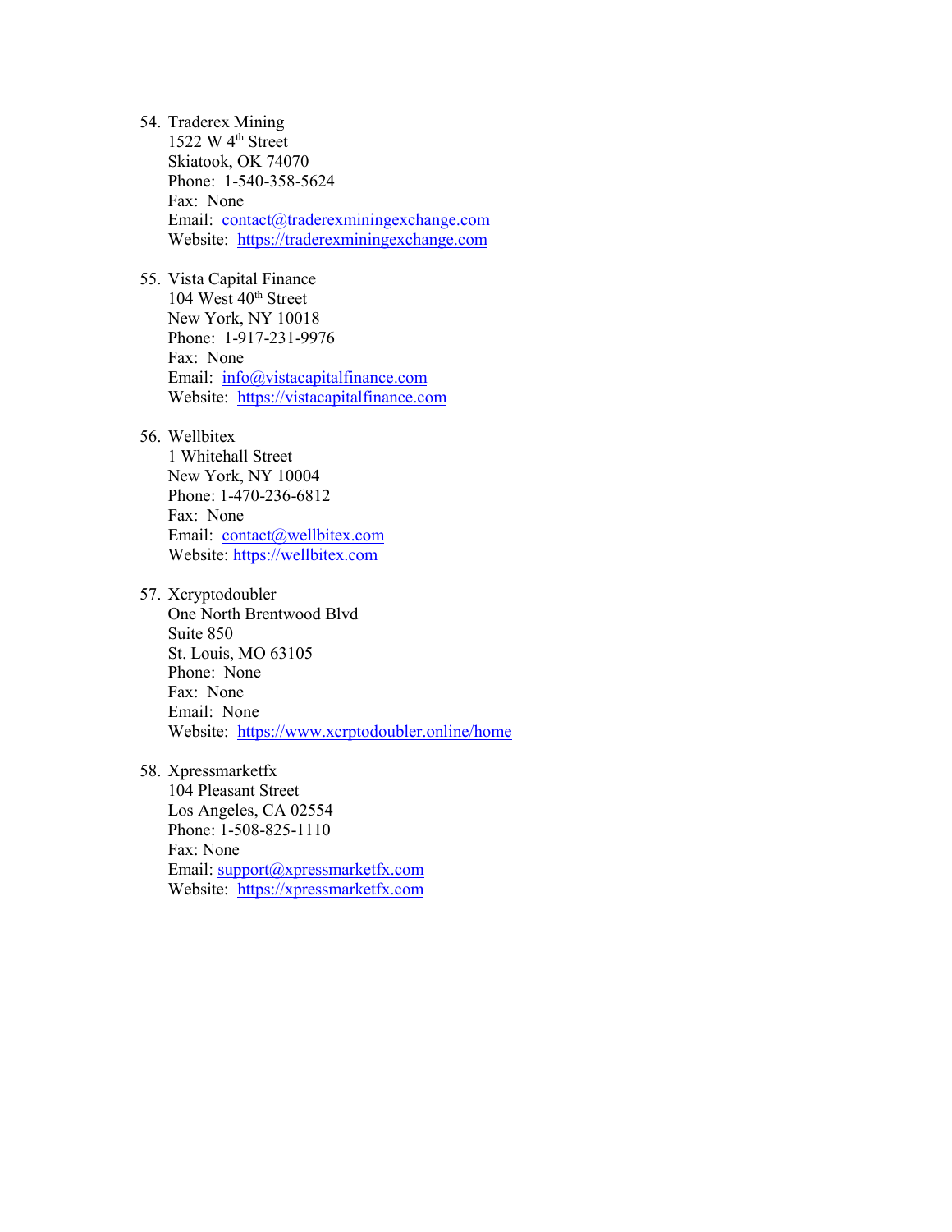54. Traderex Mining
    1522 W 4th Street
    Skiatook, OK 74070
    Phone: 1-540-358-5624
    Fax: None
    Email: contact@traderexminingexchange.com
    Website: https://traderexminingexchange.com

55. Vista Capital Finance
    104 West 40th Street
    New York, NY 10018
    Phone: 1-917-231-9976
    Fax: None
    Email: info@vistacapitalfinance.com
    Website: https://vistacapitalfinance.com

56. Wellbitex
    1 Whitehall Street
    New York, NY 10004
    Phone: 1-470-236-6812
    Fax: None
    Email: contact@wellbitex.com
    Website: https://wellbitex.com

57. Xcryptodoubler
    One North Brentwood Blvd
    Suite 850
    St. Louis, MO 63105
    Phone: None
    Fax: None
    Email: None
    Website: https://www.xcrptodoubler.online/home

58. Xpressmarketfx
    104 Pleasant Street
    Los Angeles, CA 02554
    Phone: 1-508-825-1110
    Fax: None
    Email: support@xpressmarketfx.com
    Website: https://xpressmarketfx.com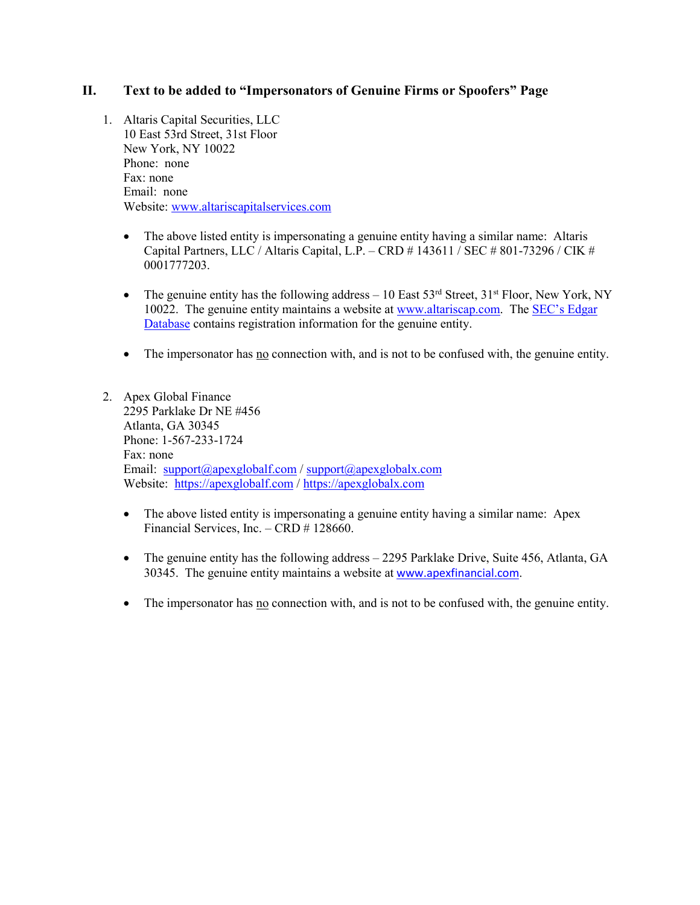## II. Text to be added to "Impersonators of Genuine Firms or Spoofers" Page

1. Altaris Capital Securities, LLC
   10 East 53rd Street, 31st Floor
   New York, NY 10022
   Phone: none
   Fax: none
   Email: none
   Website: www.altariscapitalservices.com

   - The above listed entity is impersonating a genuine entity having a similar name: Altaris Capital Partners, LLC / Altaris Capital, L.P. – CRD # 143611 / SEC # 801-73296 / CIK # 0001777203.
   - The genuine entity has the following address – 10 East 53rd Street, 31st Floor, New York, NY 10022. The genuine entity maintains a website at www.altariscap.com. The SEC's Edgar Database contains registration information for the genuine entity.
   - The impersonator has no connection with, and is not to be confused with, the genuine entity.

2. Apex Global Finance
   2295 Parklake Dr NE #456
   Atlanta, GA 30345
   Phone: 1-567-233-1724
   Fax: none
   Email: support@apexglobalf.com / support@apexglobalx.com
   Website: https://apexglobalf.com / https://apexglobalx.com

   - The above listed entity is impersonating a genuine entity having a similar name: Apex Financial Services, Inc. – CRD # 128660.
   - The genuine entity has the following address – 2295 Parklake Drive, Suite 456, Atlanta, GA 30345. The genuine entity maintains a website at www.apexfinancial.com.
   - The impersonator has no connection with, and is not to be confused with, the genuine entity.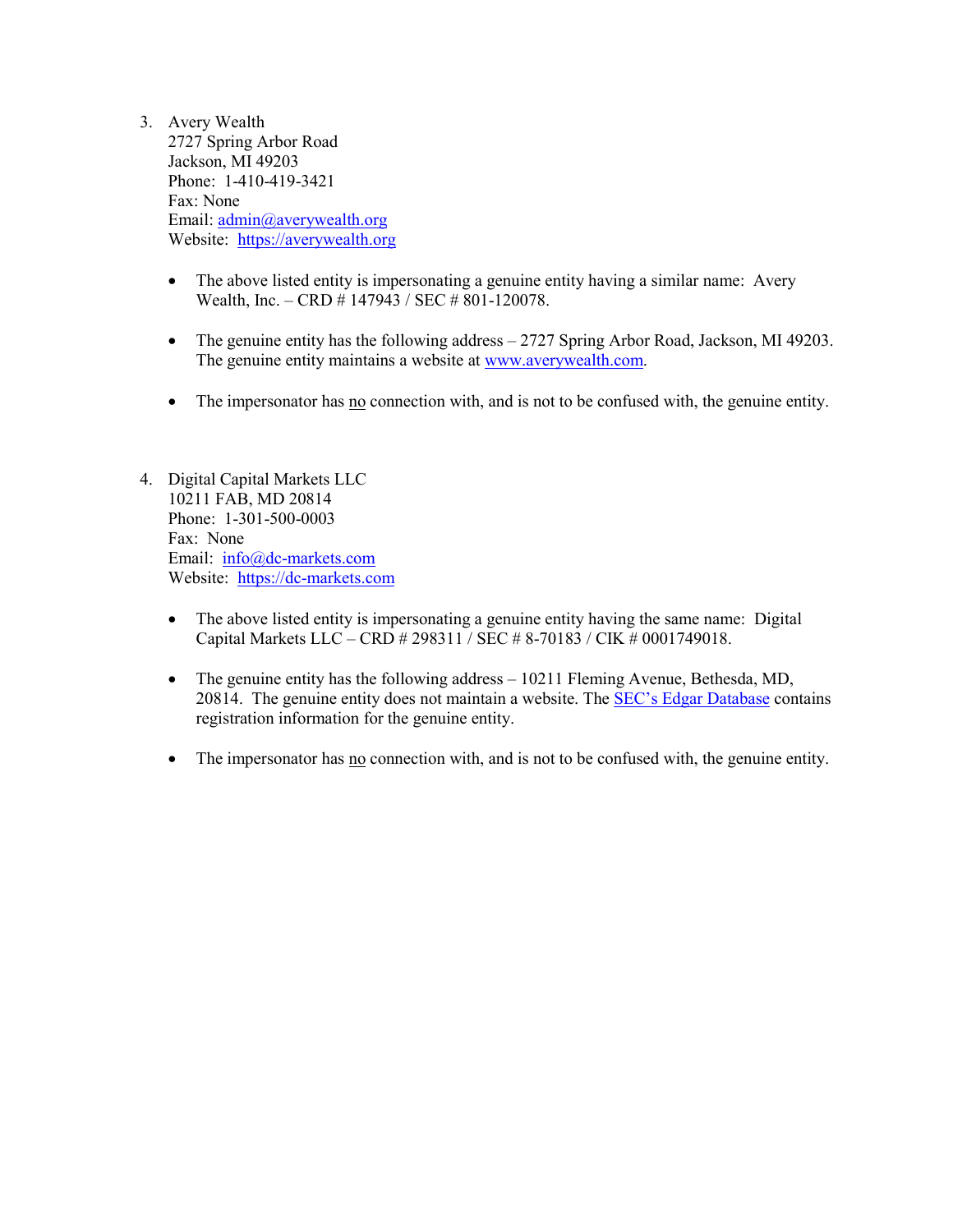3. Avery Wealth  
   2727 Spring Arbor Road  
   Jackson, MI 49203  
   Phone: 1-410-419-3421  
   Fax: None  
   Email: admin@averywealth.org  
   Website: https://averywealth.org

   - The above listed entity is impersonating a genuine entity having a similar name: Avery Wealth, Inc. – CRD # 147943 / SEC # 801-120078.

   - The genuine entity has the following address – 2727 Spring Arbor Road, Jackson, MI 49203. The genuine entity maintains a website at www.averywealth.com.

   - The impersonator has no connection with, and is not to be confused with, the genuine entity.

4. Digital Capital Markets LLC  
   10211 FAB, MD 20814  
   Phone: 1-301-500-0003  
   Fax: None  
   Email: info@dc-markets.com  
   Website: https://dc-markets.com

   - The above listed entity is impersonating a genuine entity having the same name: Digital Capital Markets LLC – CRD # 298311 / SEC # 8-70183 / CIK # 0001749018.

   - The genuine entity has the following address – 10211 Fleming Avenue, Bethesda, MD, 20814. The genuine entity does not maintain a website. The SEC's Edgar Database contains registration information for the genuine entity.

   - The impersonator has no connection with, and is not to be confused with, the genuine entity.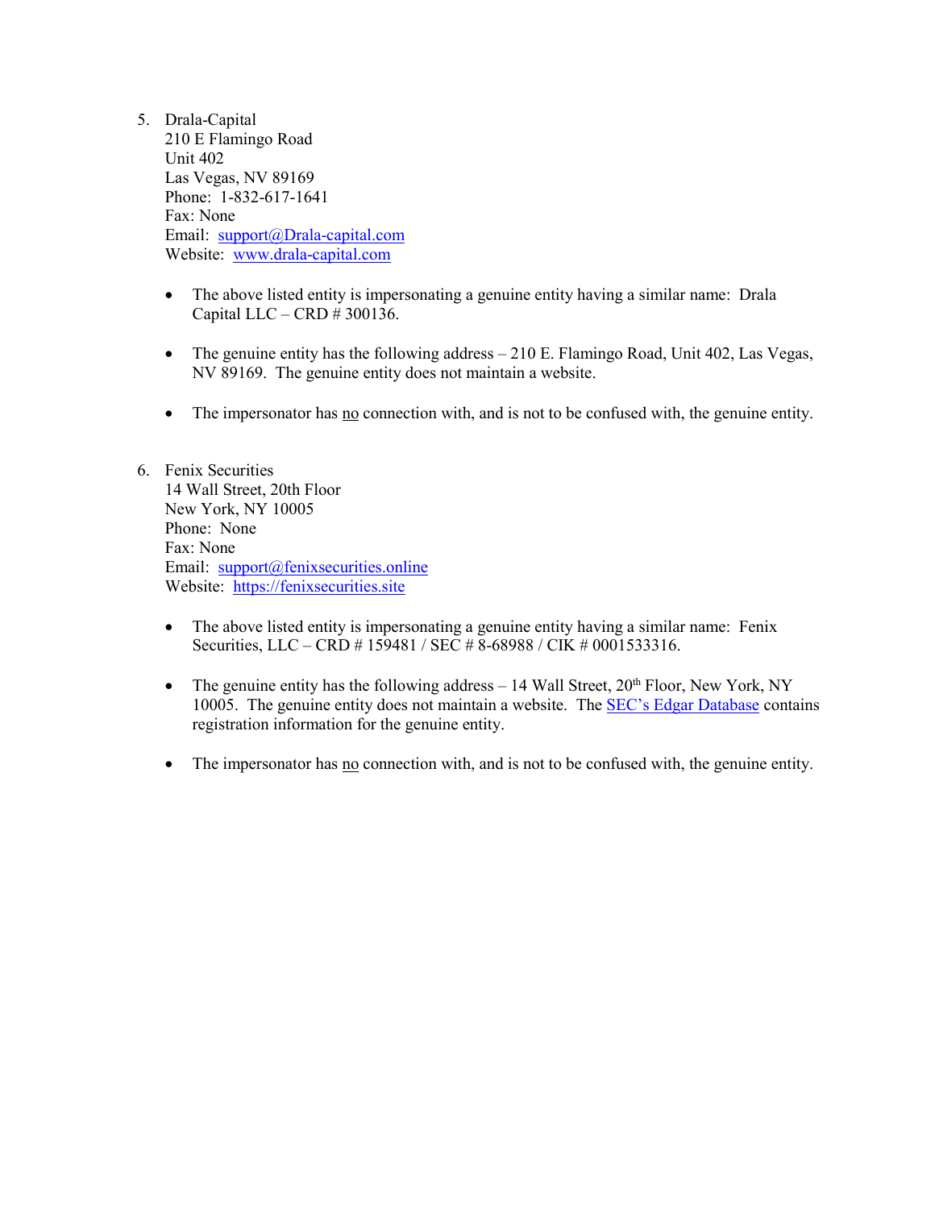5. Drala-Capital
   210 E Flamingo Road
   Unit 402
   Las Vegas, NV 89169
   Phone: 1-832-617-1641
   Fax: None
   Email: support@Drala-capital.com
   Website: www.drala-capital.com

   - The above listed entity is impersonating a genuine entity having a similar name: Drala Capital LLC – CRD # 300136.

   - The genuine entity has the following address – 210 E. Flamingo Road, Unit 402, Las Vegas, NV 89169. The genuine entity does not maintain a website.

   - The impersonator has no connection with, and is not to be confused with, the genuine entity.

6. Fenix Securities
   14 Wall Street, 20th Floor
   New York, NY 10005
   Phone: None
   Fax: None
   Email: support@fenixsecurities.online
   Website: https://fenixsecurities.site

   - The above listed entity is impersonating a genuine entity having a similar name: Fenix Securities, LLC – CRD # 159481 / SEC # 8-68988 / CIK # 0001533316.

   - The genuine entity has the following address – 14 Wall Street, 20th Floor, New York, NY 10005. The genuine entity does not maintain a website. The SEC's Edgar Database contains registration information for the genuine entity.

   - The impersonator has no connection with, and is not to be confused with, the genuine entity.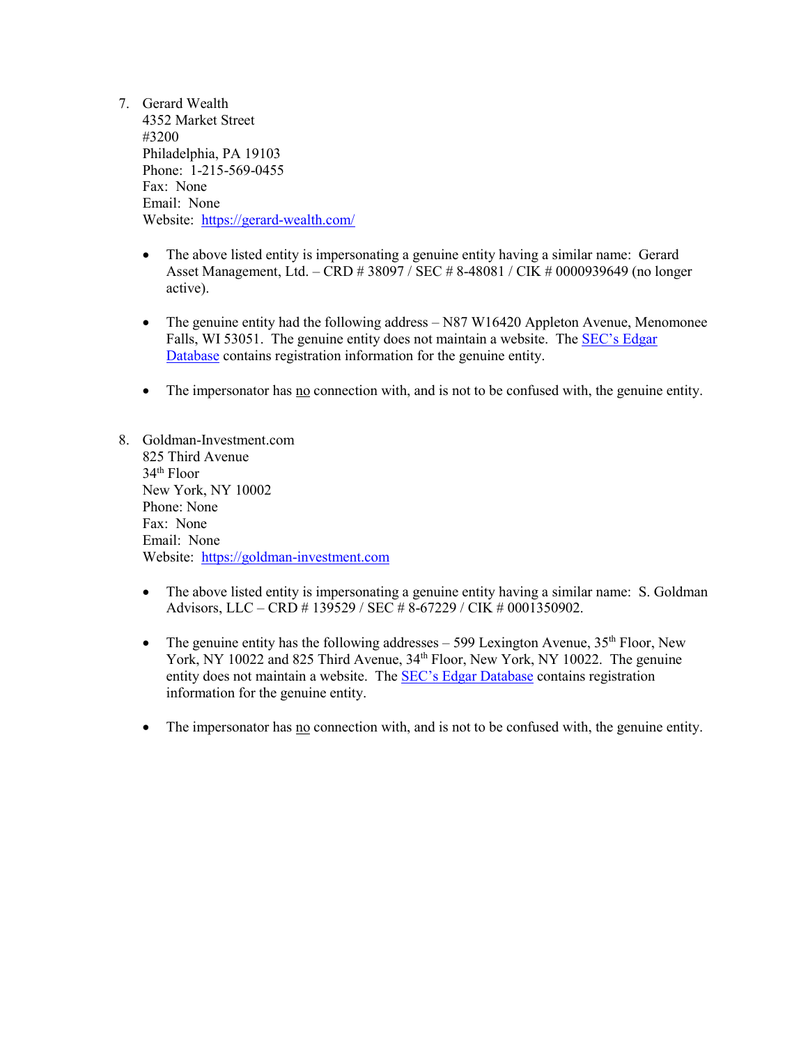7. Gerard Wealth
   4352 Market Street
   #3200
   Philadelphia, PA 19103
   Phone: 1-215-569-0455
   Fax: None
   Email: None
   Website: [https://gerard-wealth.com/](https://gerard-wealth.com/)

   - The above listed entity is impersonating a genuine entity having a similar name: Gerard Asset Management, Ltd. – CRD # 38097 / SEC # 8-48081 / CIK # 0000939649 (no longer active).

   - The genuine entity had the following address – N87 W16420 Appleton Avenue, Menomonee Falls, WI 53051. The genuine entity does not maintain a website. The SEC's Edgar Database contains registration information for the genuine entity.

   - The impersonator has no connection with, and is not to be confused with, the genuine entity.

8. Goldman-Investment.com
   825 Third Avenue
   34th Floor
   New York, NY 10002
   Phone: None
   Fax: None
   Email: None
   Website: [https://goldman-investment.com](https://goldman-investment.com)

   - The above listed entity is impersonating a genuine entity having a similar name: S. Goldman Advisors, LLC – CRD # 139529 / SEC # 8-67229 / CIK # 0001350902.

   - The genuine entity has the following addresses – 599 Lexington Avenue, 35th Floor, New York, NY 10022 and 825 Third Avenue, 34th Floor, New York, NY 10022. The genuine entity does not maintain a website. The SEC's Edgar Database contains registration information for the genuine entity.

   - The impersonator has no connection with, and is not to be confused with, the genuine entity.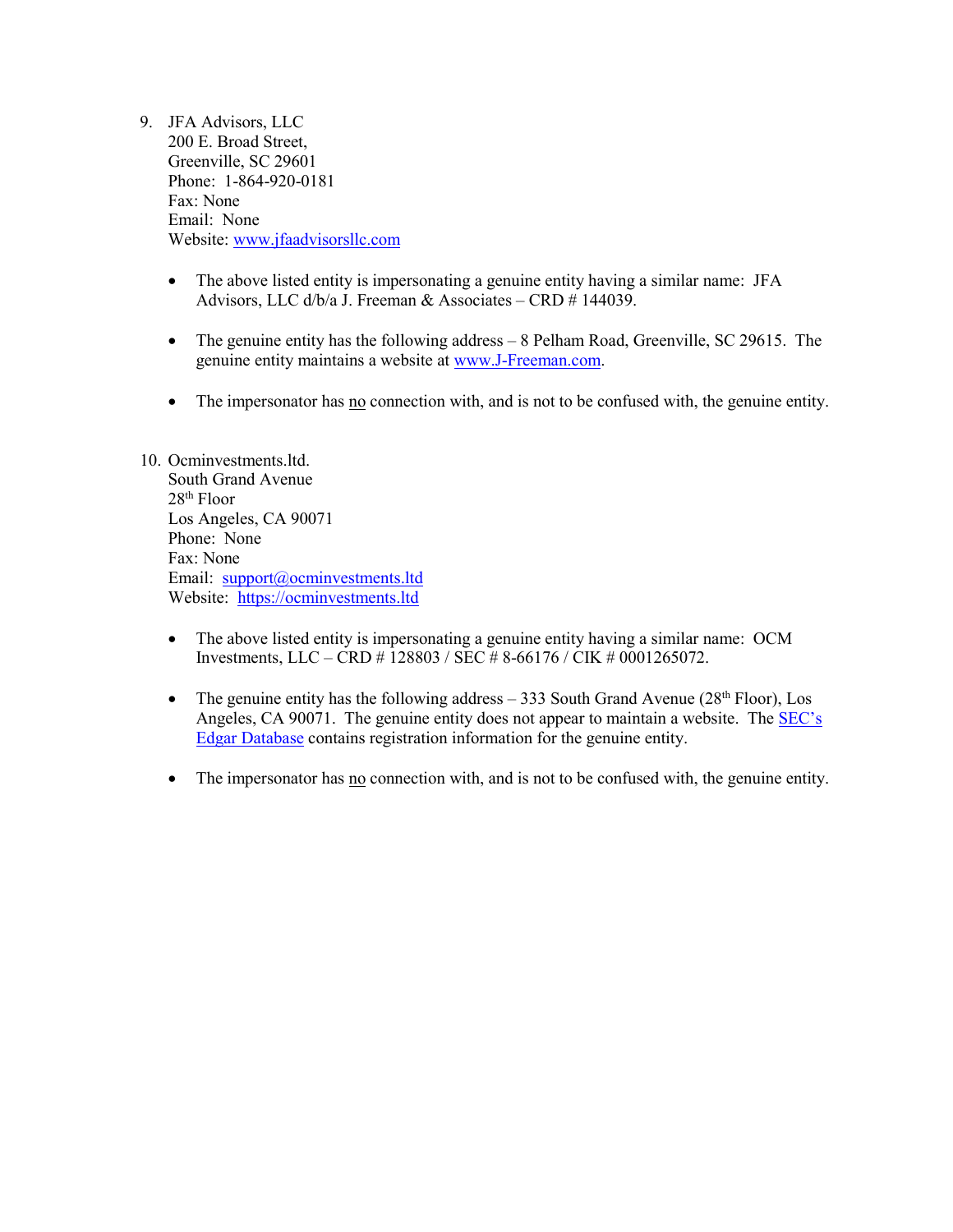9. JFA Advisors, LLC
   200 E. Broad Street,
   Greenville, SC 29601
   Phone: 1-864-920-0181
   Fax: None
   Email: None
   Website: www.jfaadvisorsllc.com

   - The above listed entity is impersonating a genuine entity having a similar name: JFA Advisors, LLC d/b/a J. Freeman & Associates – CRD # 144039.

   - The genuine entity has the following address – 8 Pelham Road, Greenville, SC 29615. The genuine entity maintains a website at www.J-Freeman.com.

   - The impersonator has no connection with, and is not to be confused with, the genuine entity.

10. Ocminvestments.ltd.
    South Grand Avenue
    28th Floor
    Los Angeles, CA 90071
    Phone: None
    Fax: None
    Email: support@ocminvestments.ltd
    Website: https://ocminvestments.ltd

    - The above listed entity is impersonating a genuine entity having a similar name: OCM Investments, LLC – CRD # 128803 / SEC # 8-66176 / CIK # 0001265072.

    - The genuine entity has the following address – 333 South Grand Avenue (28th Floor), Los Angeles, CA 90071. The genuine entity does not appear to maintain a website. The SEC's Edgar Database contains registration information for the genuine entity.

    - The impersonator has no connection with, and is not to be confused with, the genuine entity.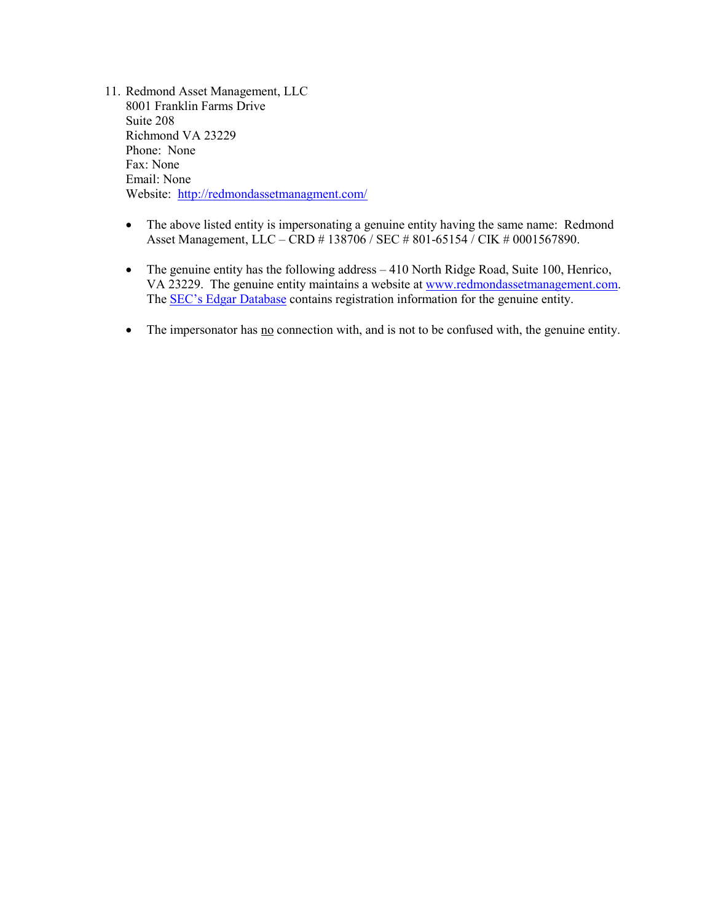11. Redmond Asset Management, LLC
    8001 Franklin Farms Drive
    Suite 208
    Richmond VA 23229
    Phone: None
    Fax: None
    Email: None
    Website: [http://redmondassetmanagment.com/](http://redmondassetmanagment.com/)

    - The above listed entity is impersonating a genuine entity having the same name: Redmond Asset Management, LLC – CRD # 138706 / SEC # 801-65154 / CIK # 0001567890.

    - The genuine entity has the following address – 410 North Ridge Road, Suite 100, Henrico, VA 23229. The genuine entity maintains a website at [www.redmondassetmanagement.com](http://www.redmondassetmanagement.com). The [SEC's Edgar Database]() contains registration information for the genuine entity.

    - The impersonator has <u>no</u> connection with, and is not to be confused with, the genuine entity.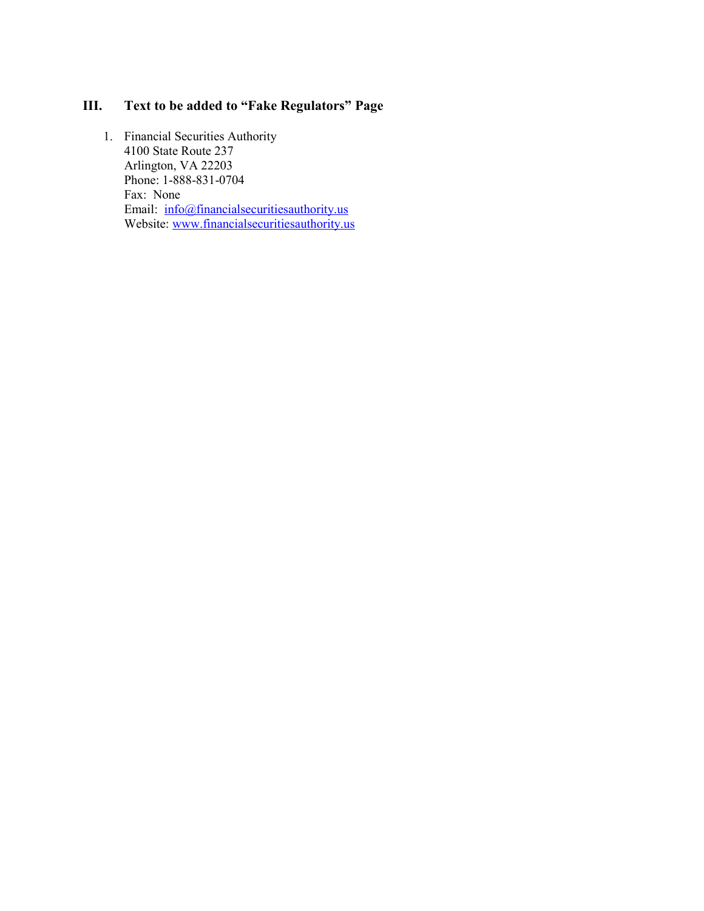## III. Text to be added to "Fake Regulators" Page

1. Financial Securities Authority
   4100 State Route 237
   Arlington, VA 22203
   Phone: 1-888-831-0704
   Fax: None
   Email: info@financialsecuritiesauthority.us
   Website: www.financialsecuritiesauthority.us